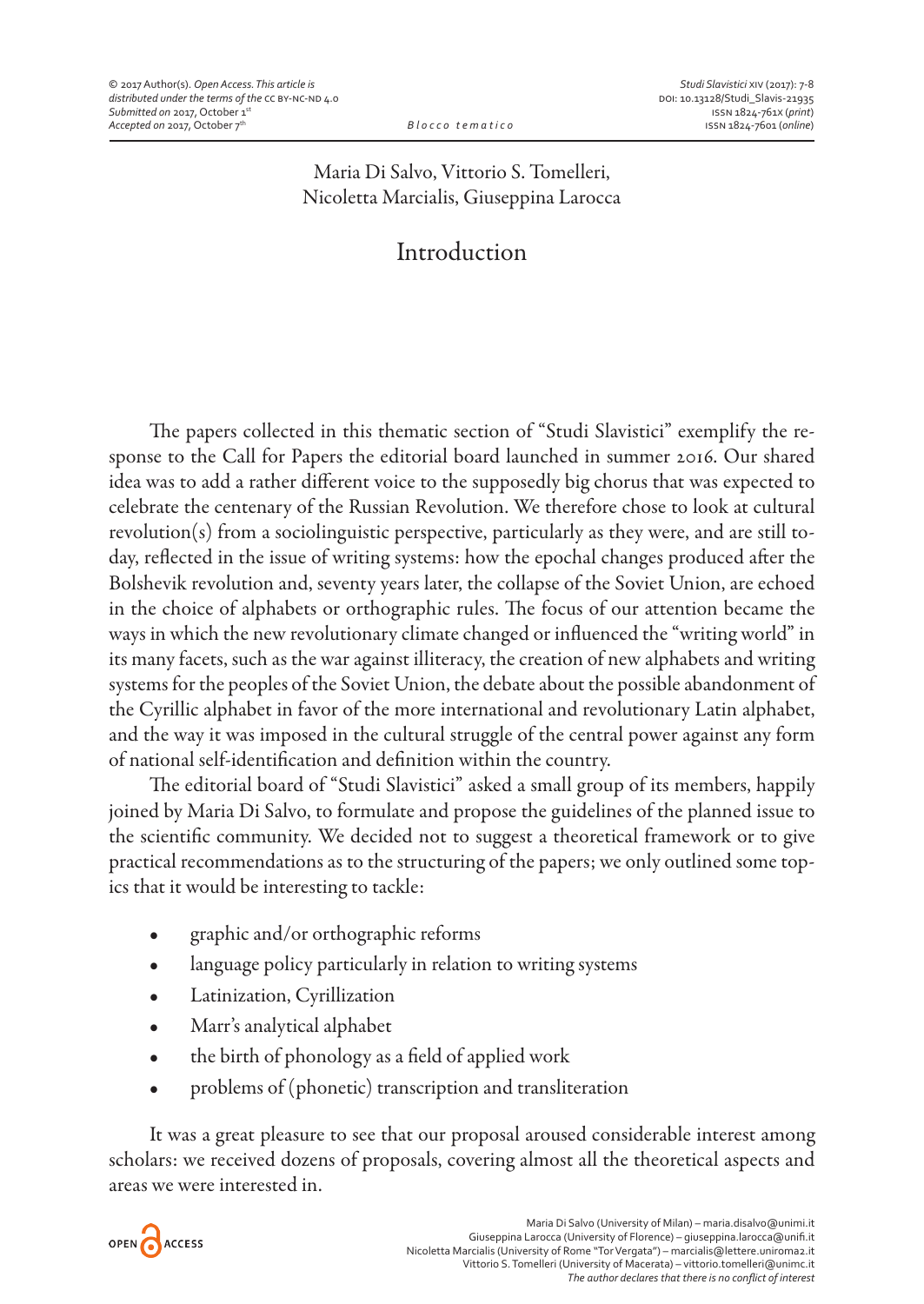Maria Di Salvo, Vittorio S. Tomelleri, Nicoletta Marcialis, Giuseppina Larocca

# Introduction

The papers collected in this thematic section of "Studi Slavistici" exemplify the response to the Call for Papers the editorial board launched in summer 2016. Our shared idea was to add a rather different voice to the supposedly big chorus that was expected to celebrate the centenary of the Russian Revolution. We therefore chose to look at cultural revolution(s) from a sociolinguistic perspective, particularly as they were, and are still today, reflected in the issue of writing systems: how the epochal changes produced after the Bolshevik revolution and, seventy years later, the collapse of the Soviet Union, are echoed in the choice of alphabets or orthographic rules. The focus of our attention became the ways in which the new revolutionary climate changed or influenced the "writing world" in its many facets, such as the war against illiteracy, the creation of new alphabets and writing systems for the peoples of the Soviet Union, the debate about the possible abandonment of the Cyrillic alphabet in favor of the more international and revolutionary Latin alphabet, and the way it was imposed in the cultural struggle of the central power against any form of national self-identification and definition within the country.

The editorial board of "Studi Slavistici" asked a small group of its members, happily joined by Maria Di Salvo, to formulate and propose the guidelines of the planned issue to the scientific community. We decided not to suggest a theoretical framework or to give practical recommendations as to the structuring of the papers; we only outlined some topics that it would be interesting to tackle:

- graphic and/or orthographic reforms
- language policy particularly in relation to writing systems
- Latinization, Cyrillization
- Marr's analytical alphabet
- the birth of phonology as a field of applied work
- problems of (phonetic) transcription and transliteration

It was a great pleasure to see that our proposal aroused considerable interest among scholars: we received dozens of proposals, covering almost all the theoretical aspects and areas we were interested in.

Maria Di Salvo (University of Milan) – maria.disalvo@unimi.it
Giuseppina Larocca (University of Florence) – giuseppina.larocca@unifi.it
Nicoletta Marcialis (University of Rome "Tor Vergata") – marcialis@lettere.uniroma2.it
Vittorio S. Tomelleri (University of Macerata) – vittorio.tomelleri@unimc.it
*The author declares that there is no conflict of interest*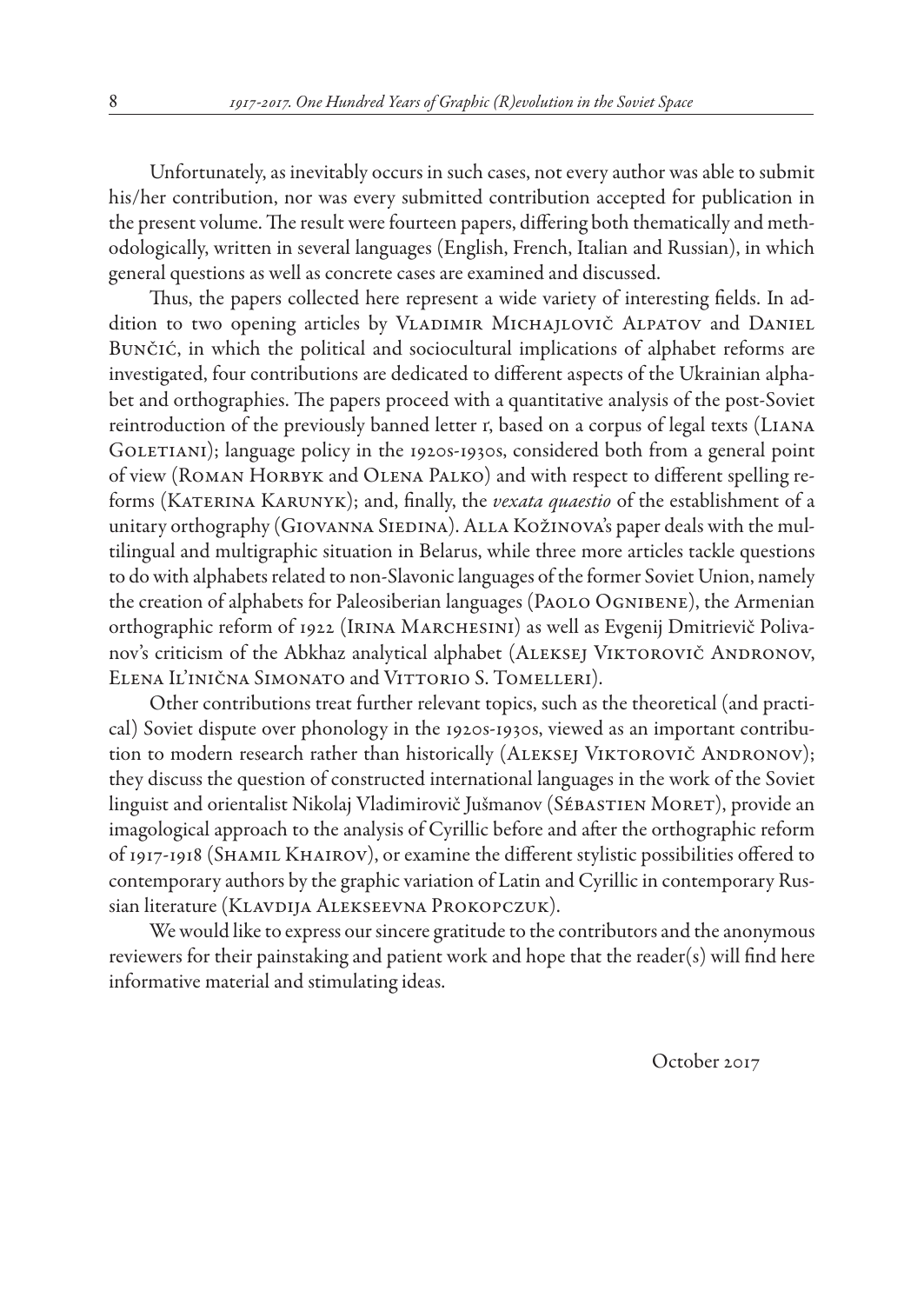Unfortunately, as inevitably occurs in such cases, not every author was able to submit his/her contribution, nor was every submitted contribution accepted for publication in the present volume. The result were fourteen papers, differing both thematically and methodologically, written in several languages (English, French, Italian and Russian), in which general questions as well as concrete cases are examined and discussed.

Thus, the papers collected here represent a wide variety of interesting fields. In addition to two opening articles by Vladimir Michajlovič Alpatov and Daniel Bunčić, in which the political and sociocultural implications of alphabet reforms are investigated, four contributions are dedicated to different aspects of the Ukrainian alphabet and orthographies. The papers proceed with a quantitative analysis of the post-Soviet reintroduction of the previously banned letter ґ, based on a corpus of legal texts (Liana Goletiani); language policy in the 1920s-1930s, considered both from a general point of view (Roman Horbyk and Olena Palko) and with respect to different spelling reforms (Katerina Karunyk); and, finally, the *vexata quaestio* of the establishment of a unitary orthography (Giovanna Siedina). Alla Kožinova's paper deals with the multilingual and multigraphic situation in Belarus, while three more articles tackle questions to do with alphabets related to non-Slavonic languages of the former Soviet Union, namely the creation of alphabets for Paleosiberian languages (Paolo Ognibene), the Armenian orthographic reform of 1922 (Irina Marchesini) as well as Evgenij Dmitrievič Polivanov's criticism of the Abkhaz analytical alphabet (Aleksej Viktorovič Andronov, Elena Il'inična Simonato and Vittorio S. Tomelleri).

Other contributions treat further relevant topics, such as the theoretical (and practical) Soviet dispute over phonology in the 1920s-1930s, viewed as an important contribution to modern research rather than historically (Aleksej Viktorovič Andronov); they discuss the question of constructed international languages in the work of the Soviet linguist and orientalist Nikolaj Vladimirovič Jušmanov (Sébastien Moret), provide an imagological approach to the analysis of Cyrillic before and after the orthographic reform of 1917-1918 (Shamil Khairov), or examine the different stylistic possibilities offered to contemporary authors by the graphic variation of Latin and Cyrillic in contemporary Russian literature (Klavdija Alekseevna Prokopczuk).

We would like to express our sincere gratitude to the contributors and the anonymous reviewers for their painstaking and patient work and hope that the reader(s) will find here informative material and stimulating ideas.

October 2017